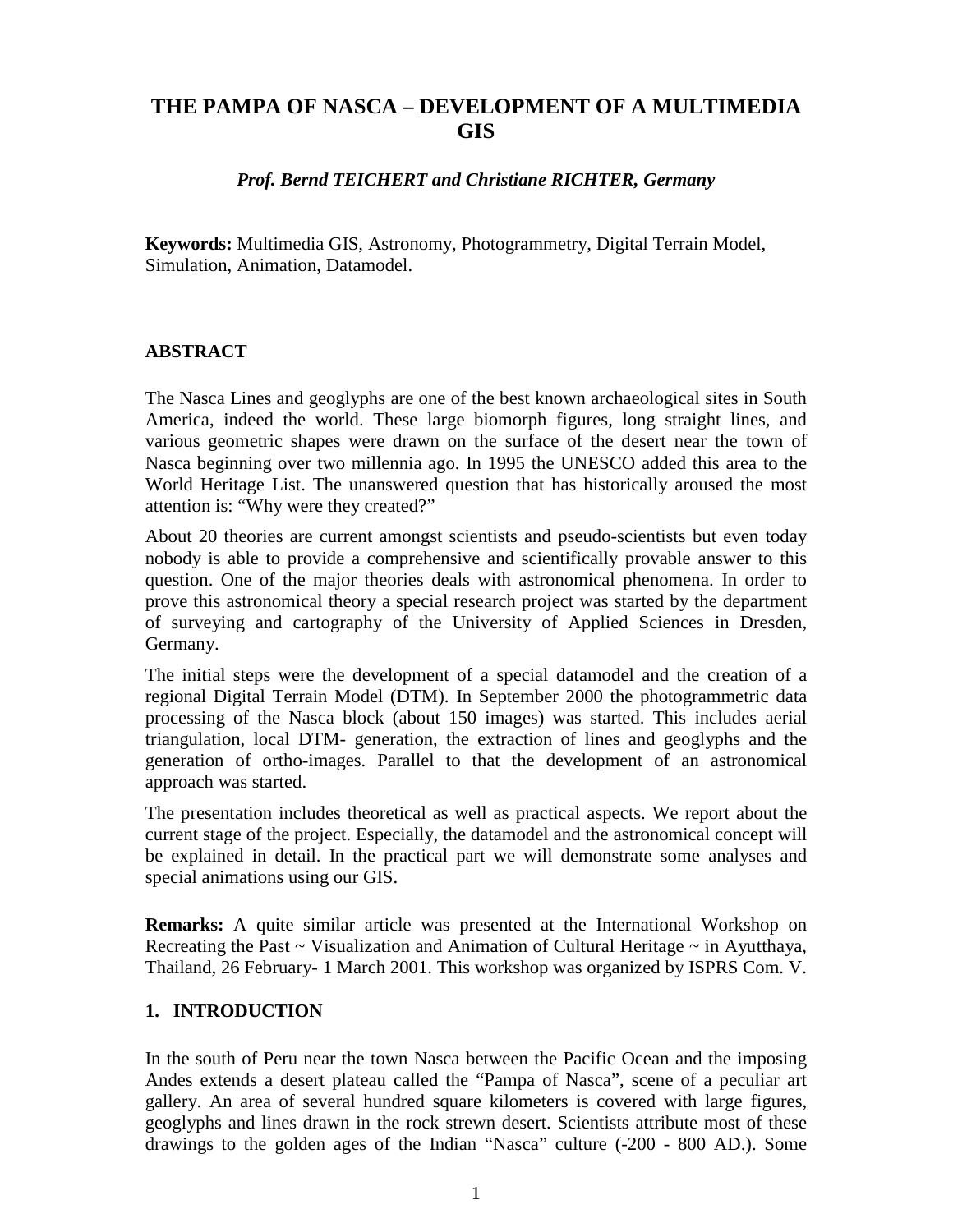# THE PAMPA OF NASCA – DEVELOPMENT OF A MULTIMEDIA GIS

***Prof. Bernd TEICHERT and Christiane RICHTER, Germany***

**Keywords:** Multimedia GIS, Astronomy, Photogrammetry, Digital Terrain Model, Simulation, Animation, Datamodel.

## ABSTRACT

The Nasca Lines and geoglyphs are one of the best known archaeological sites in South America, indeed the world. These large biomorph figures, long straight lines, and various geometric shapes were drawn on the surface of the desert near the town of Nasca beginning over two millennia ago. In 1995 the UNESCO added this area to the World Heritage List. The unanswered question that has historically aroused the most attention is: "Why were they created?"

About 20 theories are current amongst scientists and pseudo-scientists but even today nobody is able to provide a comprehensive and scientifically provable answer to this question. One of the major theories deals with astronomical phenomena. In order to prove this astronomical theory a special research project was started by the department of surveying and cartography of the University of Applied Sciences in Dresden, Germany.

The initial steps were the development of a special datamodel and the creation of a regional Digital Terrain Model (DTM). In September 2000 the photogrammetric data processing of the Nasca block (about 150 images) was started. This includes aerial triangulation, local DTM- generation, the extraction of lines and geoglyphs and the generation of ortho-images. Parallel to that the development of an astronomical approach was started.

The presentation includes theoretical as well as practical aspects. We report about the current stage of the project. Especially, the datamodel and the astronomical concept will be explained in detail. In the practical part we will demonstrate some analyses and special animations using our GIS.

**Remarks:** A quite similar article was presented at the International Workshop on Recreating the Past ~ Visualization and Animation of Cultural Heritage ~ in Ayutthaya, Thailand, 26 February- 1 March 2001. This workshop was organized by ISPRS Com. V.

## 1. INTRODUCTION

In the south of Peru near the town Nasca between the Pacific Ocean and the imposing Andes extends a desert plateau called the "Pampa of Nasca", scene of a peculiar art gallery. An area of several hundred square kilometers is covered with large figures, geoglyphs and lines drawn in the rock strewn desert. Scientists attribute most of these drawings to the golden ages of the Indian "Nasca" culture (-200 - 800 AD.). Some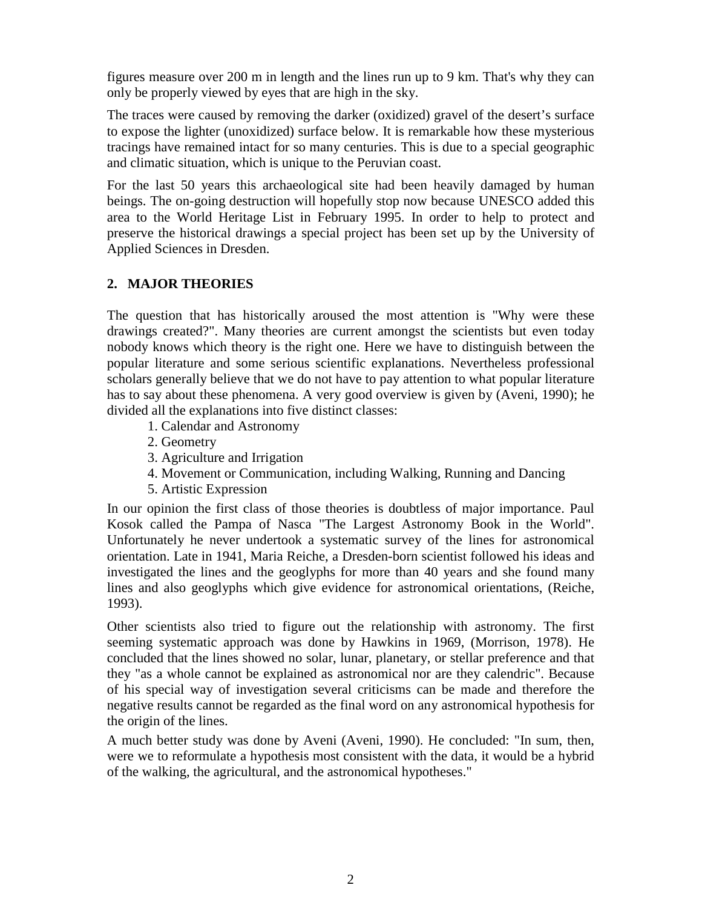figures measure over 200 m in length and the lines run up to 9 km. That's why they can only be properly viewed by eyes that are high in the sky.

The traces were caused by removing the darker (oxidized) gravel of the desert's surface to expose the lighter (unoxidized) surface below. It is remarkable how these mysterious tracings have remained intact for so many centuries. This is due to a special geographic and climatic situation, which is unique to the Peruvian coast.

For the last 50 years this archaeological site had been heavily damaged by human beings. The on-going destruction will hopefully stop now because UNESCO added this area to the World Heritage List in February 1995. In order to help to protect and preserve the historical drawings a special project has been set up by the University of Applied Sciences in Dresden.

## 2. MAJOR THEORIES

The question that has historically aroused the most attention is "Why were these drawings created?". Many theories are current amongst the scientists but even today nobody knows which theory is the right one. Here we have to distinguish between the popular literature and some serious scientific explanations. Nevertheless professional scholars generally believe that we do not have to pay attention to what popular literature has to say about these phenomena. A very good overview is given by (Aveni, 1990); he divided all the explanations into five distinct classes:

1. Calendar and Astronomy
2. Geometry
3. Agriculture and Irrigation
4. Movement or Communication, including Walking, Running and Dancing
5. Artistic Expression

In our opinion the first class of those theories is doubtless of major importance. Paul Kosok called the Pampa of Nasca "The Largest Astronomy Book in the World". Unfortunately he never undertook a systematic survey of the lines for astronomical orientation. Late in 1941, Maria Reiche, a Dresden-born scientist followed his ideas and investigated the lines and the geoglyphs for more than 40 years and she found many lines and also geoglyphs which give evidence for astronomical orientations, (Reiche, 1993).

Other scientists also tried to figure out the relationship with astronomy. The first seeming systematic approach was done by Hawkins in 1969, (Morrison, 1978). He concluded that the lines showed no solar, lunar, planetary, or stellar preference and that they "as a whole cannot be explained as astronomical nor are they calendric". Because of his special way of investigation several criticisms can be made and therefore the negative results cannot be regarded as the final word on any astronomical hypothesis for the origin of the lines.

A much better study was done by Aveni (Aveni, 1990). He concluded: "In sum, then, were we to reformulate a hypothesis most consistent with the data, it would be a hybrid of the walking, the agricultural, and the astronomical hypotheses."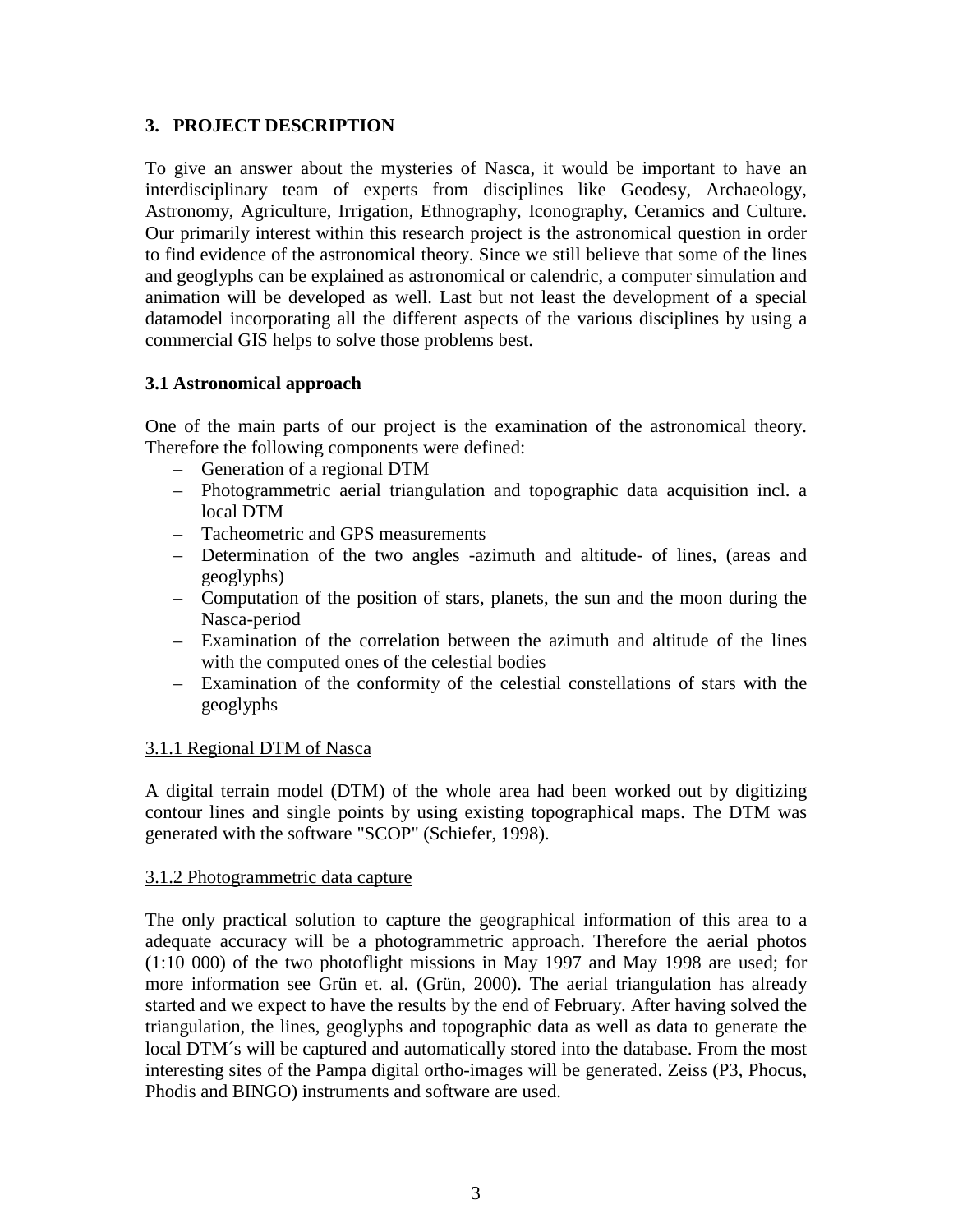## 3. PROJECT DESCRIPTION

To give an answer about the mysteries of Nasca, it would be important to have an interdisciplinary team of experts from disciplines like Geodesy, Archaeology, Astronomy, Agriculture, Irrigation, Ethnography, Iconography, Ceramics and Culture. Our primarily interest within this research project is the astronomical question in order to find evidence of the astronomical theory. Since we still believe that some of the lines and geoglyphs can be explained as astronomical or calendric, a computer simulation and animation will be developed as well. Last but not least the development of a special datamodel incorporating all the different aspects of the various disciplines by using a commercial GIS helps to solve those problems best.

### 3.1 Astronomical approach

One of the main parts of our project is the examination of the astronomical theory. Therefore the following components were defined:

- Generation of a regional DTM
- Photogrammetric aerial triangulation and topographic data acquisition incl. a local DTM
- Tacheometric and GPS measurements
- Determination of the two angles -azimuth and altitude- of lines, (areas and geoglyphs)
- Computation of the position of stars, planets, the sun and the moon during the Nasca-period
- Examination of the correlation between the azimuth and altitude of the lines with the computed ones of the celestial bodies
- Examination of the conformity of the celestial constellations of stars with the geoglyphs

#### 3.1.1 Regional DTM of Nasca

A digital terrain model (DTM) of the whole area had been worked out by digitizing contour lines and single points by using existing topographical maps. The DTM was generated with the software "SCOP" (Schiefer, 1998).

#### 3.1.2 Photogrammetric data capture

The only practical solution to capture the geographical information of this area to a adequate accuracy will be a photogrammetric approach. Therefore the aerial photos (1:10 000) of the two photoflight missions in May 1997 and May 1998 are used; for more information see Grün et. al. (Grün, 2000). The aerial triangulation has already started and we expect to have the results by the end of February. After having solved the triangulation, the lines, geoglyphs and topographic data as well as data to generate the local DTM´s will be captured and automatically stored into the database. From the most interesting sites of the Pampa digital ortho-images will be generated. Zeiss (P3, Phocus, Phodis and BINGO) instruments and software are used.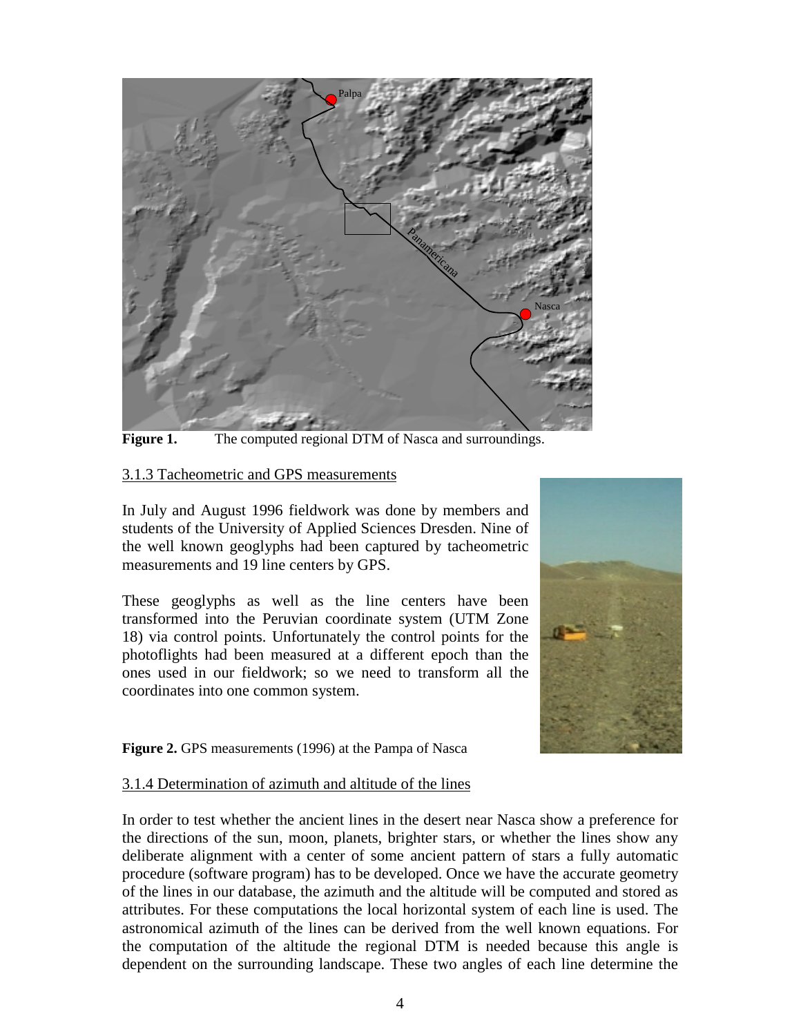**Figure 1.** The computed regional DTM of Nasca and surroundings.

### 3.1.3 Tacheometric and GPS measurements

In July and August 1996 fieldwork was done by members and students of the University of Applied Sciences Dresden. Nine of the well known geoglyphs had been captured by tacheometric measurements and 19 line centers by GPS.

These geoglyphs as well as the line centers have been transformed into the Peruvian coordinate system (UTM Zone 18) via control points. Unfortunately the control points for the photoflights had been measured at a different epoch than the ones used in our fieldwork; so we need to transform all the coordinates into one common system.

**Figure 2.** GPS measurements (1996) at the Pampa of Nasca

### 3.1.4 Determination of azimuth and altitude of the lines

In order to test whether the ancient lines in the desert near Nasca show a preference for the directions of the sun, moon, planets, brighter stars, or whether the lines show any deliberate alignment with a center of some ancient pattern of stars a fully automatic procedure (software program) has to be developed. Once we have the accurate geometry of the lines in our database, the azimuth and the altitude will be computed and stored as attributes. For these computations the local horizontal system of each line is used. The astronomical azimuth of the lines can be derived from the well known equations. For the computation of the altitude the regional DTM is needed because this angle is dependent on the surrounding landscape. These two angles of each line determine the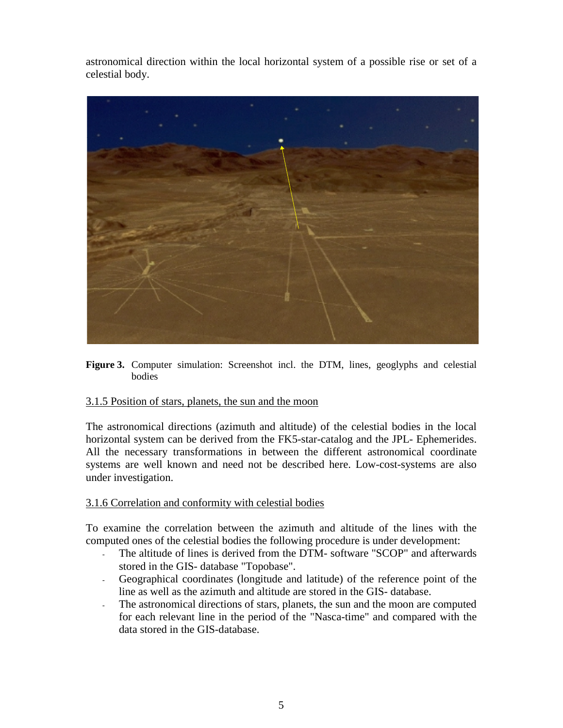astronomical direction within the local horizontal system of a possible rise or set of a celestial body.

**Figure 3.** Computer simulation: Screenshot incl. the DTM, lines, geoglyphs and celestial bodies

### 3.1.5 Position of stars, planets, the sun and the moon

The astronomical directions (azimuth and altitude) of the celestial bodies in the local horizontal system can be derived from the FK5-star-catalog and the JPL- Ephemerides. All the necessary transformations in between the different astronomical coordinate systems are well known and need not be described here. Low-cost-systems are also under investigation.

### 3.1.6 Correlation and conformity with celestial bodies

To examine the correlation between the azimuth and altitude of the lines with the computed ones of the celestial bodies the following procedure is under development:

- The altitude of lines is derived from the DTM- software "SCOP" and afterwards stored in the GIS- database "Topobase".
- Geographical coordinates (longitude and latitude) of the reference point of the line as well as the azimuth and altitude are stored in the GIS- database.
- The astronomical directions of stars, planets, the sun and the moon are computed for each relevant line in the period of the "Nasca-time" and compared with the data stored in the GIS-database.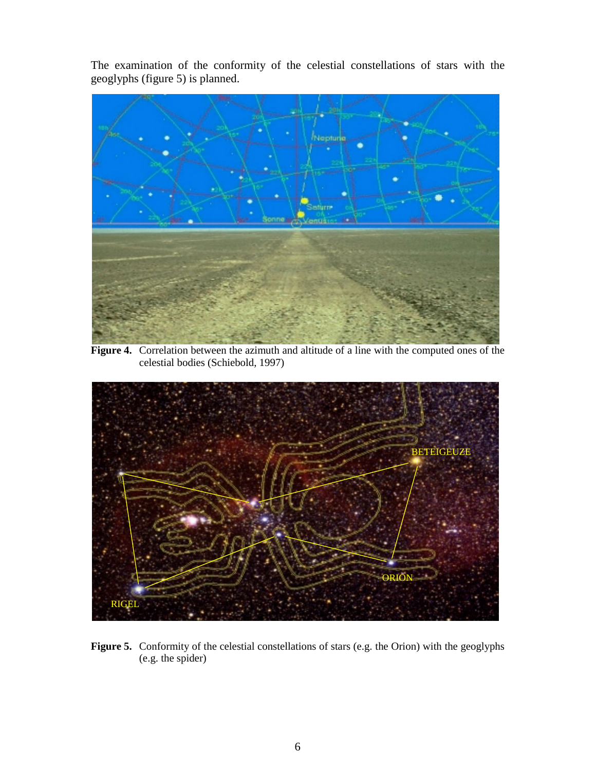The examination of the conformity of the celestial constellations of stars with the geoglyphs (figure 5) is planned.

**Figure 4.** Correlation between the azimuth and altitude of a line with the computed ones of the celestial bodies (Schiebold, 1997)

**Figure 5.** Conformity of the celestial constellations of stars (e.g. the Orion) with the geoglyphs (e.g. the spider)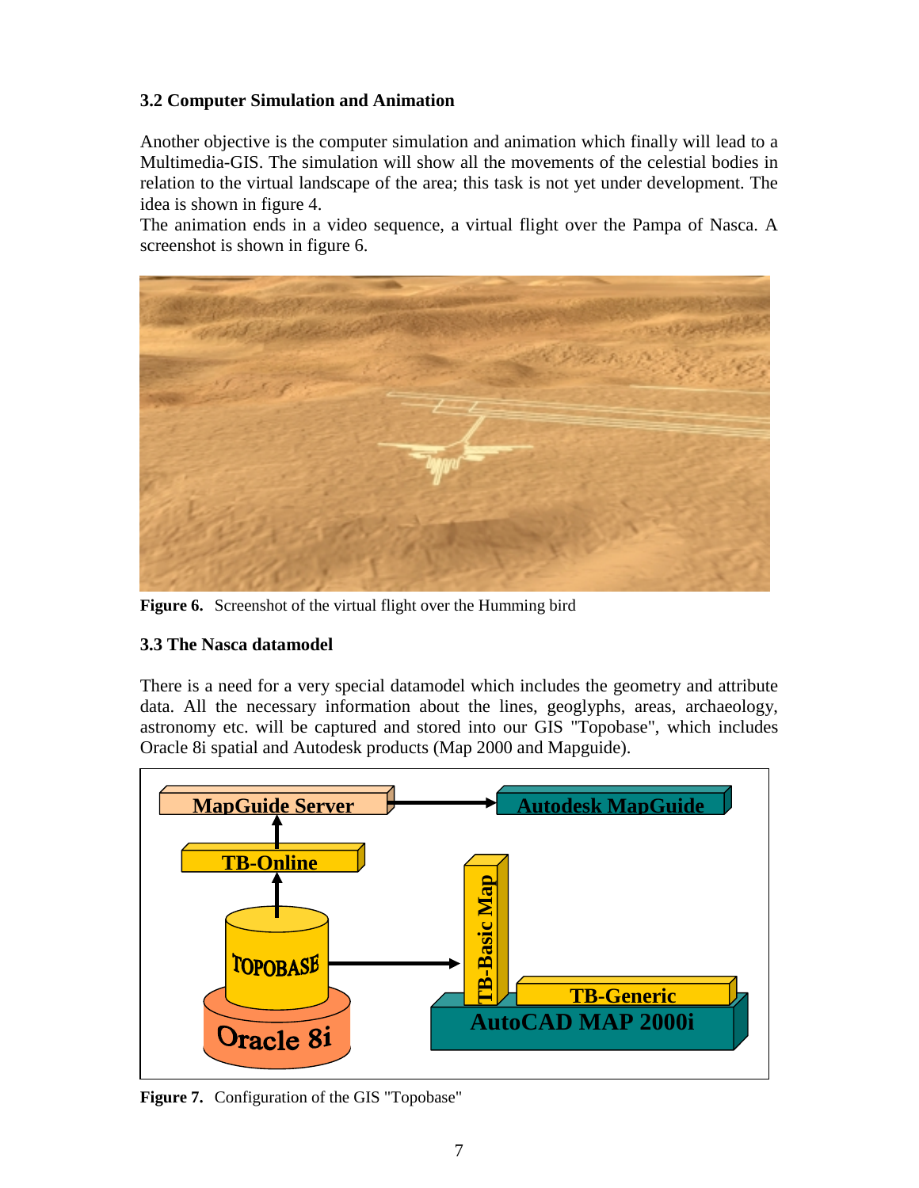### 3.2 Computer Simulation and Animation

Another objective is the computer simulation and animation which finally will lead to a Multimedia-GIS. The simulation will show all the movements of the celestial bodies in relation to the virtual landscape of the area; this task is not yet under development. The idea is shown in figure 4.
The animation ends in a video sequence, a virtual flight over the Pampa of Nasca. A screenshot is shown in figure 6.

**Figure 6.** Screenshot of the virtual flight over the Humming bird

### 3.3 The Nasca datamodel

There is a need for a very special datamodel which includes the geometry and attribute data. All the necessary information about the lines, geoglyphs, areas, archaeology, astronomy etc. will be captured and stored into our GIS "Topobase", which includes Oracle 8i spatial and Autodesk products (Map 2000 and Mapguide).

**Figure 7.** Configuration of the GIS "Topobase"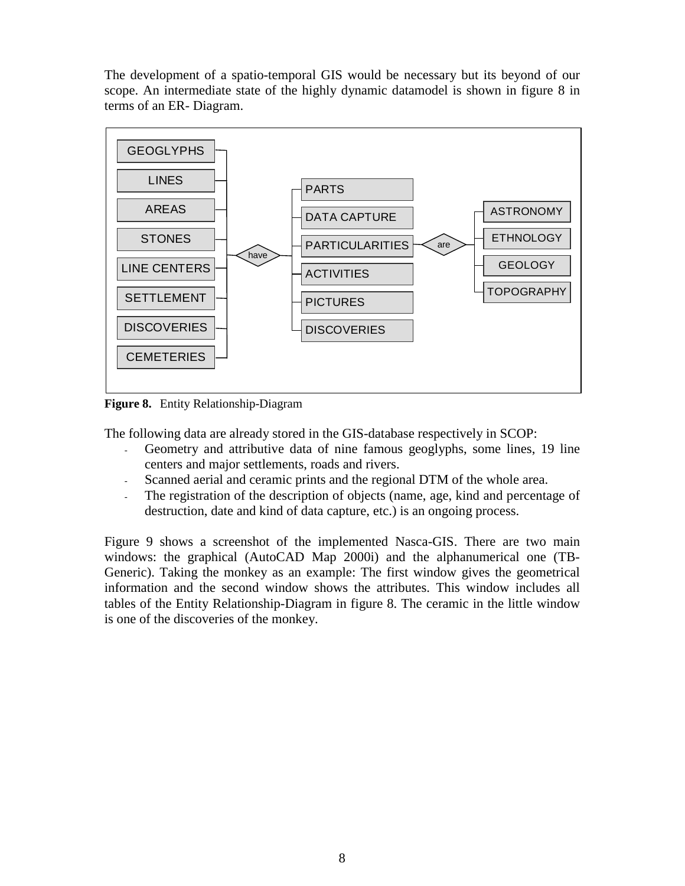The development of a spatio-temporal GIS would be necessary but its beyond of our scope. An intermediate state of the highly dynamic datamodel is shown in figure 8 in terms of an ER- Diagram.

GEOGLYPHS
LINES
AREAS
STONES
LINE CENTERS
SETTLEMENT
DISCOVERIES
CEMETERIES

have

PARTS
DATA CAPTURE
PARTICULARITIES
ACTIVITIES
PICTURES
DISCOVERIES

are

ASTRONOMY
ETHNOLOGY
GEOLOGY
TOPOGRAPHY

**Figure 8.** Entity Relationship-Diagram

The following data are already stored in the GIS-database respectively in SCOP:

- Geometry and attributive data of nine famous geoglyphs, some lines, 19 line centers and major settlements, roads and rivers.
- Scanned aerial and ceramic prints and the regional DTM of the whole area.
- The registration of the description of objects (name, age, kind and percentage of destruction, date and kind of data capture, etc.) is an ongoing process.

Figure 9 shows a screenshot of the implemented Nasca-GIS. There are two main windows: the graphical (AutoCAD Map 2000i) and the alphanumerical one (TB-Generic). Taking the monkey as an example: The first window gives the geometrical information and the second window shows the attributes. This window includes all tables of the Entity Relationship-Diagram in figure 8. The ceramic in the little window is one of the discoveries of the monkey.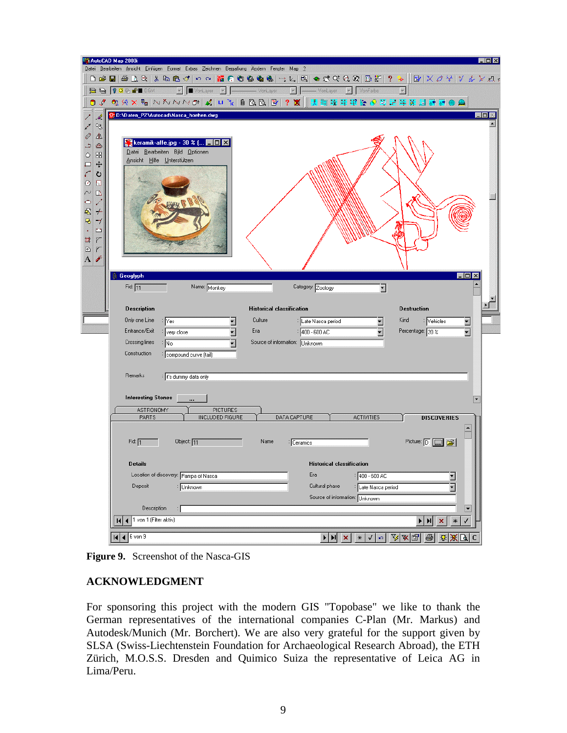**Figure 9.** Screenshot of the Nasca-GIS

## ACKNOWLEDGMENT

For sponsoring this project with the modern GIS "Topobase" we like to thank the German representatives of the international companies C-Plan (Mr. Markus) and Autodesk/Munich (Mr. Borchert). We are also very grateful for the support given by SLSA (Swiss-Liechtenstein Foundation for Archaeological Research Abroad), the ETH Zürich, M.O.S.S. Dresden and Quimico Suiza the representative of Leica AG in Lima/Peru.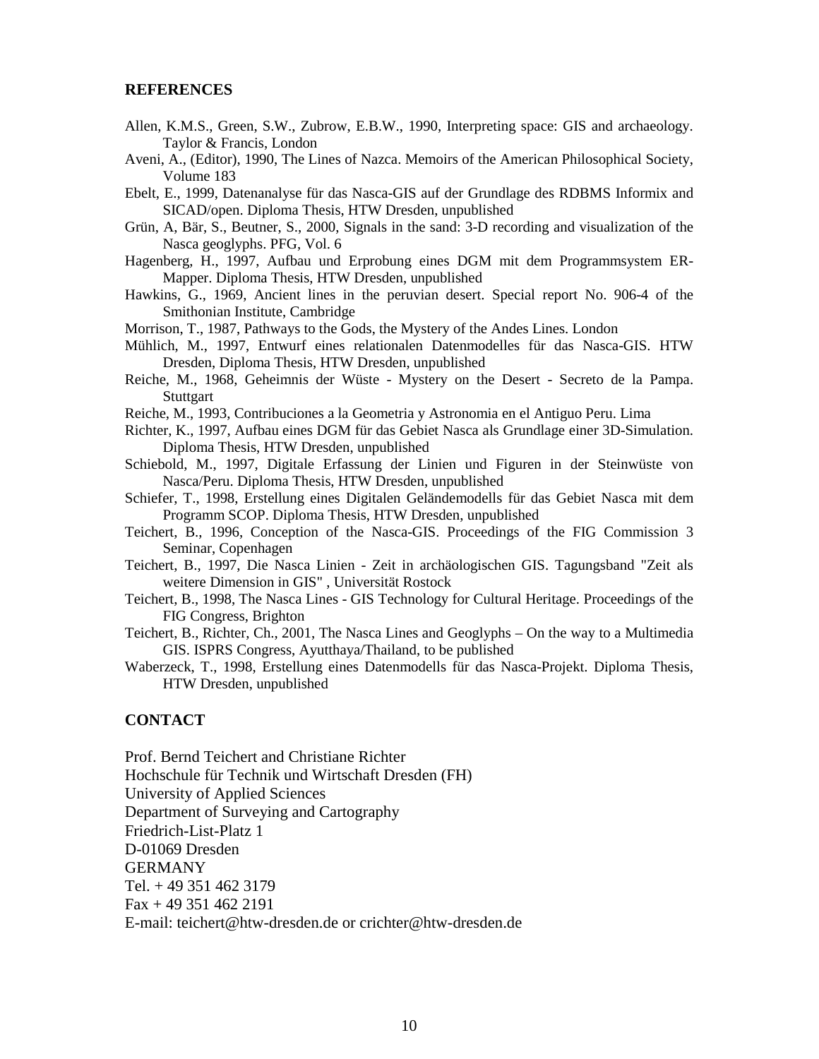## REFERENCES

Allen, K.M.S., Green, S.W., Zubrow, E.B.W., 1990, Interpreting space: GIS and archaeology. Taylor & Francis, London

Aveni, A., (Editor), 1990, The Lines of Nazca. Memoirs of the American Philosophical Society, Volume 183

Ebelt, E., 1999, Datenanalyse für das Nasca-GIS auf der Grundlage des RDBMS Informix and SICAD/open. Diploma Thesis, HTW Dresden, unpublished

Grün, A, Bär, S., Beutner, S., 2000, Signals in the sand: 3-D recording and visualization of the Nasca geoglyphs. PFG, Vol. 6

Hagenberg, H., 1997, Aufbau und Erprobung eines DGM mit dem Programmsystem ER-Mapper. Diploma Thesis, HTW Dresden, unpublished

Hawkins, G., 1969, Ancient lines in the peruvian desert. Special report No. 906-4 of the Smithonian Institute, Cambridge

Morrison, T., 1987, Pathways to the Gods, the Mystery of the Andes Lines. London

Mühlich, M., 1997, Entwurf eines relationalen Datenmodelles für das Nasca-GIS. HTW Dresden, Diploma Thesis, HTW Dresden, unpublished

Reiche, M., 1968, Geheimnis der Wüste - Mystery on the Desert - Secreto de la Pampa. Stuttgart

Reiche, M., 1993, Contribuciones a la Geometria y Astronomia en el Antiguo Peru. Lima

Richter, K., 1997, Aufbau eines DGM für das Gebiet Nasca als Grundlage einer 3D-Simulation. Diploma Thesis, HTW Dresden, unpublished

Schiebold, M., 1997, Digitale Erfassung der Linien und Figuren in der Steinwüste von Nasca/Peru. Diploma Thesis, HTW Dresden, unpublished

Schiefer, T., 1998, Erstellung eines Digitalen Geländemodells für das Gebiet Nasca mit dem Programm SCOP. Diploma Thesis, HTW Dresden, unpublished

Teichert, B., 1996, Conception of the Nasca-GIS. Proceedings of the FIG Commission 3 Seminar, Copenhagen

Teichert, B., 1997, Die Nasca Linien - Zeit in archäologischen GIS. Tagungsband "Zeit als weitere Dimension in GIS" , Universität Rostock

Teichert, B., 1998, The Nasca Lines - GIS Technology for Cultural Heritage. Proceedings of the FIG Congress, Brighton

Teichert, B., Richter, Ch., 2001, The Nasca Lines and Geoglyphs – On the way to a Multimedia GIS. ISPRS Congress, Ayutthaya/Thailand, to be published

Waberzeck, T., 1998, Erstellung eines Datenmodells für das Nasca-Projekt. Diploma Thesis, HTW Dresden, unpublished

## CONTACT

Prof. Bernd Teichert and Christiane Richter
Hochschule für Technik und Wirtschaft Dresden (FH)
University of Applied Sciences
Department of Surveying and Cartography
Friedrich-List-Platz 1
D-01069 Dresden
GERMANY
Tel. + 49 351 462 3179
Fax + 49 351 462 2191
E-mail: teichert@htw-dresden.de or crichter@htw-dresden.de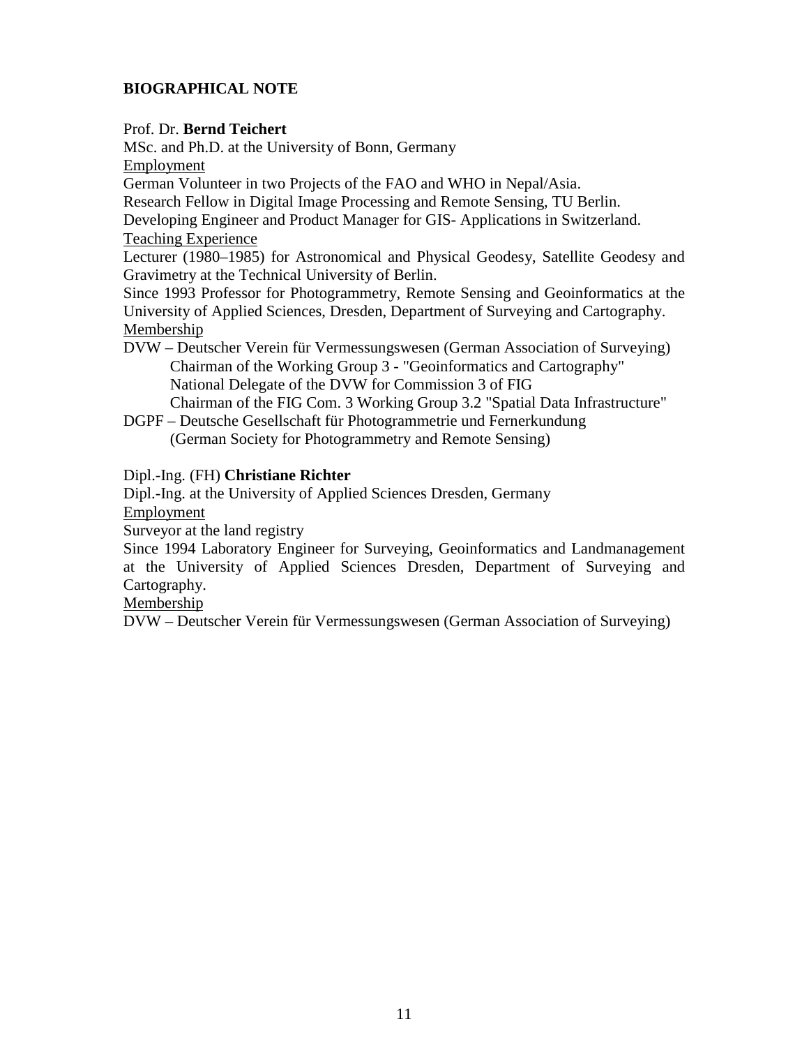## BIOGRAPHICAL NOTE

Prof. Dr. **Bernd Teichert**

MSc. and Ph.D. at the University of Bonn, Germany

<u>Employment</u>

German Volunteer in two Projects of the FAO and WHO in Nepal/Asia.

Research Fellow in Digital Image Processing and Remote Sensing, TU Berlin.

Developing Engineer and Product Manager for GIS- Applications in Switzerland.

<u>Teaching Experience</u>

Lecturer (1980–1985) for Astronomical and Physical Geodesy, Satellite Geodesy and Gravimetry at the Technical University of Berlin.

Since 1993 Professor for Photogrammetry, Remote Sensing and Geoinformatics at the University of Applied Sciences, Dresden, Department of Surveying and Cartography.

<u>Membership</u>

DVW – Deutscher Verein für Vermessungswesen (German Association of Surveying)
- Chairman of the Working Group 3 - "Geoinformatics and Cartography"
- National Delegate of the DVW for Commission 3 of FIG
- Chairman of the FIG Com. 3 Working Group 3.2 "Spatial Data Infrastructure"

DGPF – Deutsche Gesellschaft für Photogrammetrie und Fernerkundung
(German Society for Photogrammetry and Remote Sensing)

Dipl.-Ing. (FH) **Christiane Richter**

Dipl.-Ing. at the University of Applied Sciences Dresden, Germany

<u>Employment</u>

Surveyor at the land registry

Since 1994 Laboratory Engineer for Surveying, Geoinformatics and Landmanagement at the University of Applied Sciences Dresden, Department of Surveying and Cartography.

<u>Membership</u>

DVW – Deutscher Verein für Vermessungswesen (German Association of Surveying)